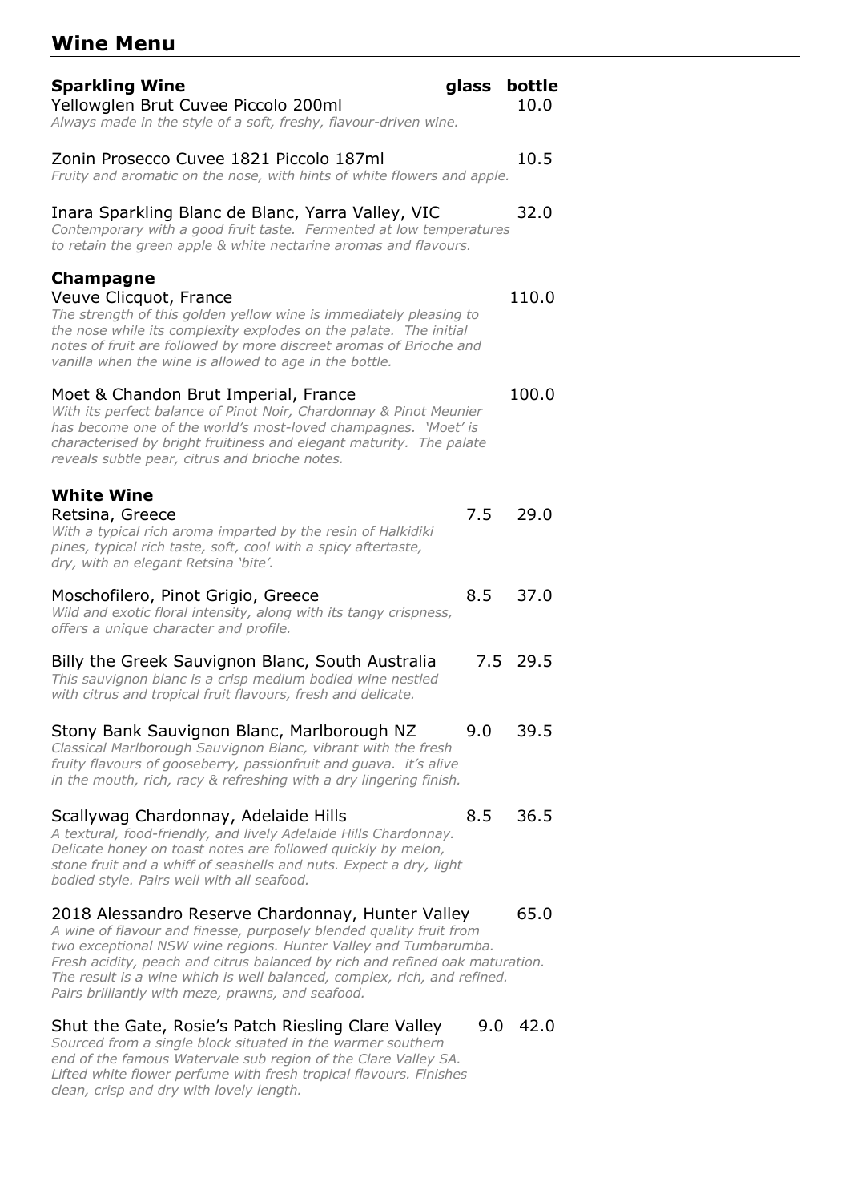# Wine Menu

| **Sparkling Wine** | **glass** | **bottle** |
|---|---|---|
| Yellowglen Brut Cuvee Piccolo 200ml<br>*Always made in the style of a soft, freshy, flavour-driven wine.* | | 10.0 |
| Zonin Prosecco Cuvee 1821 Piccolo 187ml<br>*Fruity and aromatic on the nose, with hints of white flowers and apple.* | | 10.5 |
| Inara Sparkling Blanc de Blanc, Yarra Valley, VIC<br>*Contemporary with a good fruit taste. Fermented at low temperatures to retain the green apple & white nectarine aromas and flavours.* | | 32.0 |
| **Champagne** | | |
| Veuve Clicquot, France<br>*The strength of this golden yellow wine is immediately pleasing to the nose while its complexity explodes on the palate. The initial notes of fruit are followed by more discreet aromas of Brioche and vanilla when the wine is allowed to age in the bottle.* | | 110.0 |
| Moet & Chandon Brut Imperial, France<br>*With its perfect balance of Pinot Noir, Chardonnay & Pinot Meunier has become one of the world's most-loved champagnes. 'Moet' is characterised by bright fruitiness and elegant maturity. The palate reveals subtle pear, citrus and brioche notes.* | | 100.0 |
| **White Wine** | | |
| Retsina, Greece<br>*With a typical rich aroma imparted by the resin of Halkidiki pines, typical rich taste, soft, cool with a spicy aftertaste, dry, with an elegant Retsina 'bite'.* | 7.5 | 29.0 |
| Moschofilero, Pinot Grigio, Greece<br>*Wild and exotic floral intensity, along with its tangy crispness, offers a unique character and profile.* | 8.5 | 37.0 |
| Billy the Greek Sauvignon Blanc, South Australia<br>*This sauvignon blanc is a crisp medium bodied wine nestled with citrus and tropical fruit flavours, fresh and delicate.* | 7.5 | 29.5 |
| Stony Bank Sauvignon Blanc, Marlborough NZ<br>*Classical Marlborough Sauvignon Blanc, vibrant with the fresh fruity flavours of gooseberry, passionfruit and guava. it's alive in the mouth, rich, racy & refreshing with a dry lingering finish.* | 9.0 | 39.5 |
| Scallywag Chardonnay, Adelaide Hills<br>*A textural, food-friendly, and lively Adelaide Hills Chardonnay. Delicate honey on toast notes are followed quickly by melon, stone fruit and a whiff of seashells and nuts. Expect a dry, light bodied style. Pairs well with all seafood.* | 8.5 | 36.5 |
| 2018 Alessandro Reserve Chardonnay, Hunter Valley<br>*A wine of flavour and finesse, purposely blended quality fruit from two exceptional NSW wine regions. Hunter Valley and Tumbarumba. Fresh acidity, peach and citrus balanced by rich and refined oak maturation. The result is a wine which is well balanced, complex, rich, and refined. Pairs brilliantly with meze, prawns, and seafood.* | | 65.0 |
| Shut the Gate, Rosie's Patch Riesling Clare Valley<br>*Sourced from a single block situated in the warmer southern end of the famous Watervale sub region of the Clare Valley SA. Lifted white flower perfume with fresh tropical flavours. Finishes clean, crisp and dry with lovely length.* | 9.0 | 42.0 |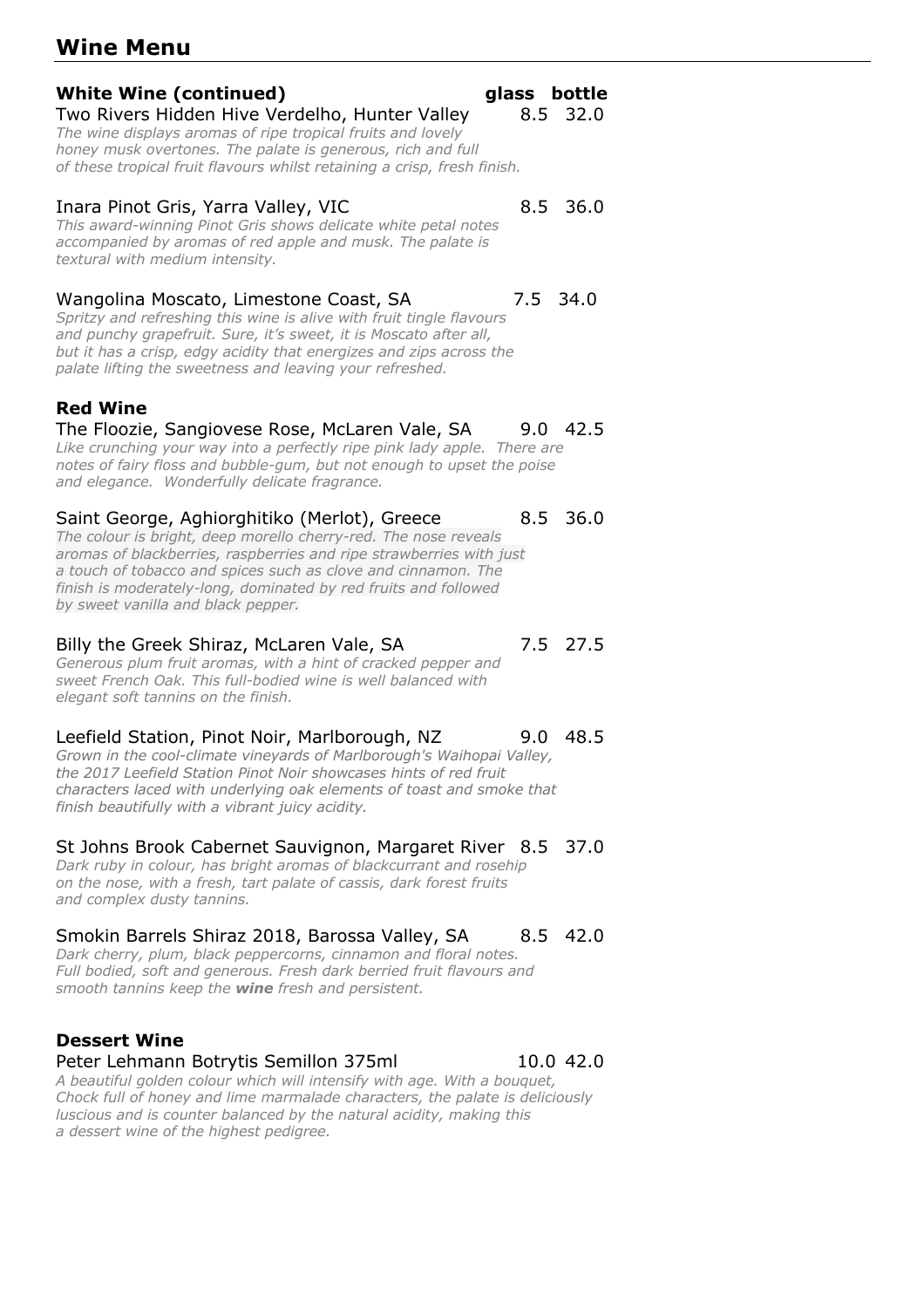# Wine Menu

## White Wine (continued)

| | glass | bottle |
|---|---|---|
| Two Rivers Hidden Hive Verdelho, Hunter Valley | 8.5 | 32.0 |

*The wine displays aromas of ripe tropical fruits and lovely honey musk overtones. The palate is generous, rich and full of these tropical fruit flavours whilst retaining a crisp, fresh finish.*

Inara Pinot Gris, Yarra Valley, VIC — 8.5 — 36.0

*This award-winning Pinot Gris shows delicate white petal notes accompanied by aromas of red apple and musk. The palate is textural with medium intensity.*

Wangolina Moscato, Limestone Coast, SA — 7.5 — 34.0

*Spritzy and refreshing this wine is alive with fruit tingle flavours and punchy grapefruit. Sure, it's sweet, it is Moscato after all, but it has a crisp, edgy acidity that energizes and zips across the palate lifting the sweetness and leaving your refreshed.*

## Red Wine

The Floozie, Sangiovese Rose, McLaren Vale, SA — 9.0 — 42.5

*Like crunching your way into a perfectly ripe pink lady apple. There are notes of fairy floss and bubble-gum, but not enough to upset the poise and elegance. Wonderfully delicate fragrance.*

Saint George, Aghiorghitiko (Merlot), Greece — 8.5 — 36.0

*The colour is bright, deep morello cherry-red. The nose reveals aromas of blackberries, raspberries and ripe strawberries with just a touch of tobacco and spices such as clove and cinnamon. The finish is moderately-long, dominated by red fruits and followed by sweet vanilla and black pepper.*

Billy the Greek Shiraz, McLaren Vale, SA — 7.5 — 27.5

*Generous plum fruit aromas, with a hint of cracked pepper and sweet French Oak. This full-bodied wine is well balanced with elegant soft tannins on the finish.*

Leefield Station, Pinot Noir, Marlborough, NZ — 9.0 — 48.5

*Grown in the cool-climate vineyards of Marlborough's Waihopai Valley, the 2017 Leefield Station Pinot Noir showcases hints of red fruit characters laced with underlying oak elements of toast and smoke that finish beautifully with a vibrant juicy acidity.*

St Johns Brook Cabernet Sauvignon, Margaret River — 8.5 — 37.0

*Dark ruby in colour, has bright aromas of blackcurrant and rosehip on the nose, with a fresh, tart palate of cassis, dark forest fruits and complex dusty tannins.*

Smokin Barrels Shiraz 2018, Barossa Valley, SA — 8.5 — 42.0

*Dark cherry, plum, black peppercorns, cinnamon and floral notes. Full bodied, soft and generous. Fresh dark berried fruit flavours and smooth tannins keep the **wine** fresh and persistent.*

## Dessert Wine

Peter Lehmann Botrytis Semillon 375ml — 10.0 — 42.0

*A beautiful golden colour which will intensify with age. With a bouquet, Chock full of honey and lime marmalade characters, the palate is deliciously luscious and is counter balanced by the natural acidity, making this a dessert wine of the highest pedigree.*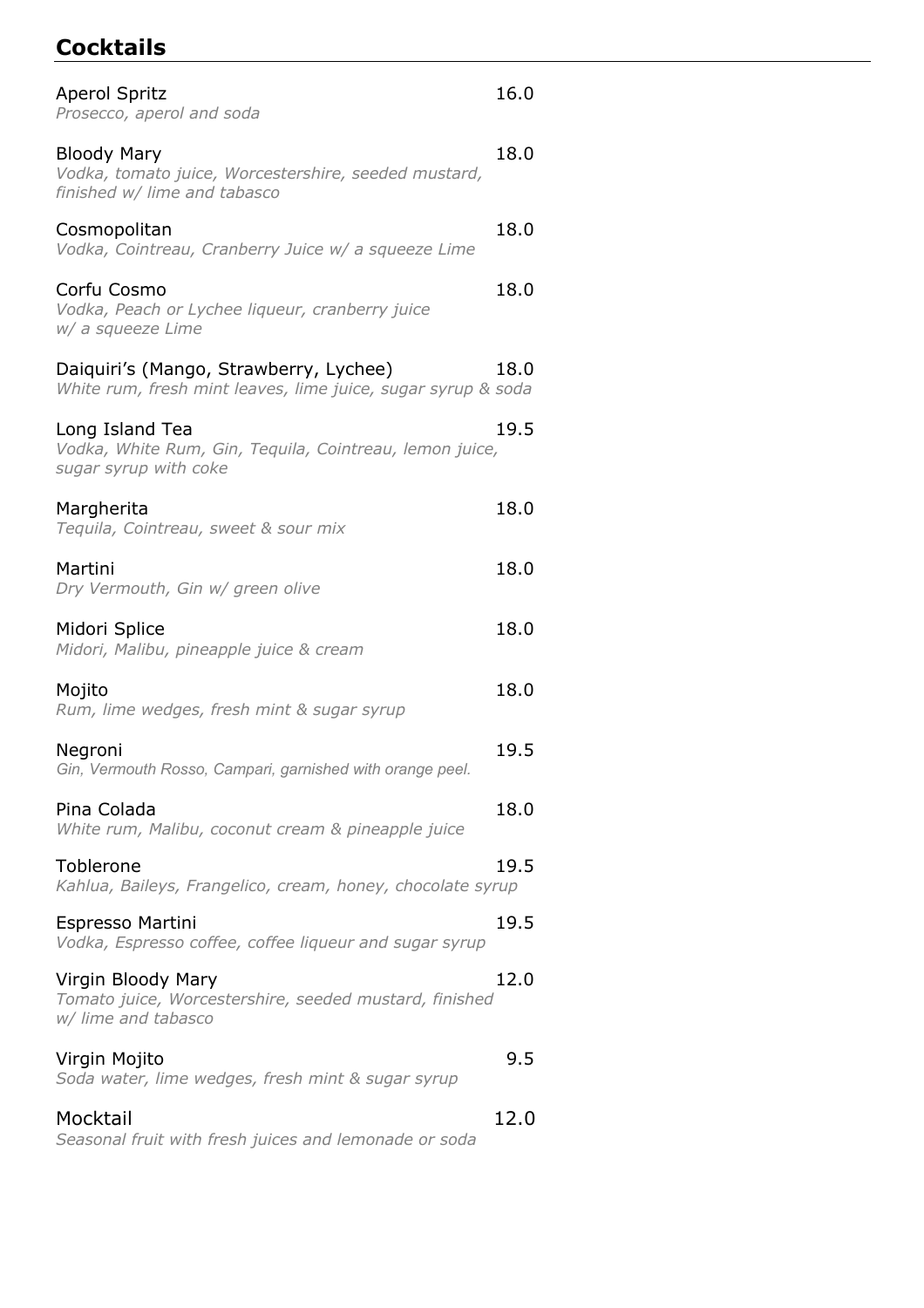## Cocktails

Aperol Spritz 16.0
*Prosecco, aperol and soda*

Bloody Mary 18.0
*Vodka, tomato juice, Worcestershire, seeded mustard, finished w/ lime and tabasco*

Cosmopolitan 18.0
*Vodka, Cointreau, Cranberry Juice w/ a squeeze Lime*

Corfu Cosmo 18.0
*Vodka, Peach or Lychee liqueur, cranberry juice w/ a squeeze Lime*

Daiquiri's (Mango, Strawberry, Lychee) 18.0
*White rum, fresh mint leaves, lime juice, sugar syrup & soda*

Long Island Tea 19.5
*Vodka, White Rum, Gin, Tequila, Cointreau, lemon juice, sugar syrup with coke*

Margherita 18.0
*Tequila, Cointreau, sweet & sour mix*

Martini 18.0
*Dry Vermouth, Gin w/ green olive*

Midori Splice 18.0
*Midori, Malibu, pineapple juice & cream*

Mojito 18.0
*Rum, lime wedges, fresh mint & sugar syrup*

Negroni 19.5
*Gin, Vermouth Rosso, Campari, garnished with orange peel.*

Pina Colada 18.0
*White rum, Malibu, coconut cream & pineapple juice*

Toblerone 19.5
*Kahlua, Baileys, Frangelico, cream, honey, chocolate syrup*

Espresso Martini 19.5
*Vodka, Espresso coffee, coffee liqueur and sugar syrup*

Virgin Bloody Mary 12.0
*Tomato juice, Worcestershire, seeded mustard, finished w/ lime and tabasco*

Virgin Mojito 9.5
*Soda water, lime wedges, fresh mint & sugar syrup*

Mocktail 12.0
*Seasonal fruit with fresh juices and lemonade or soda*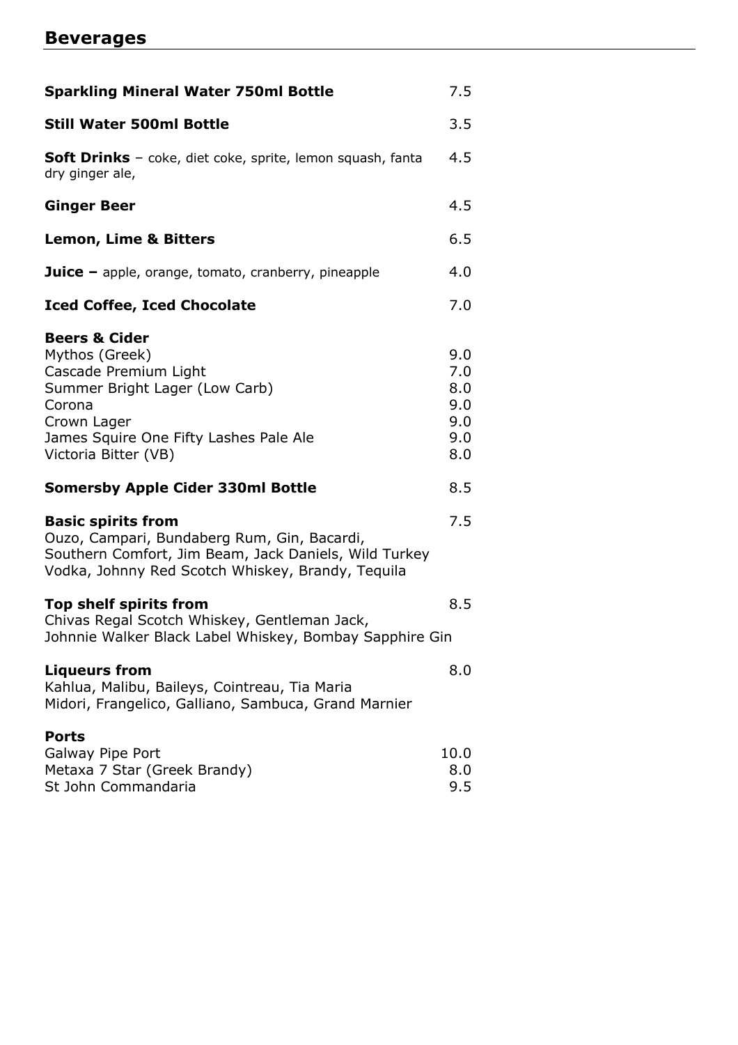## Beverages

**Sparkling Mineral Water 750ml Bottle** 7.5

**Still Water 500ml Bottle** 3.5

**Soft Drinks** – coke, diet coke, sprite, lemon squash, fanta dry ginger ale, 4.5

**Ginger Beer** 4.5

**Lemon, Lime & Bitters** 6.5

**Juice –** apple, orange, tomato, cranberry, pineapple 4.0

**Iced Coffee, Iced Chocolate** 7.0

**Beers & Cider**

| | |
|---|---|
| Mythos (Greek) | 9.0 |
| Cascade Premium Light | 7.0 |
| Summer Bright Lager (Low Carb) | 8.0 |
| Corona | 9.0 |
| Crown Lager | 9.0 |
| James Squire One Fifty Lashes Pale Ale | 9.0 |
| Victoria Bitter (VB) | 8.0 |

**Somersby Apple Cider 330ml Bottle** 8.5

**Basic spirits from** 7.5
Ouzo, Campari, Bundaberg Rum, Gin, Bacardi, Southern Comfort, Jim Beam, Jack Daniels, Wild Turkey Vodka, Johnny Red Scotch Whiskey, Brandy, Tequila

**Top shelf spirits from** 8.5
Chivas Regal Scotch Whiskey, Gentleman Jack, Johnnie Walker Black Label Whiskey, Bombay Sapphire Gin

**Liqueurs from** 8.0
Kahlua, Malibu, Baileys, Cointreau, Tia Maria Midori, Frangelico, Galliano, Sambuca, Grand Marnier

**Ports**

| | |
|---|---|
| Galway Pipe Port | 10.0 |
| Metaxa 7 Star (Greek Brandy) | 8.0 |
| St John Commandaria | 9.5 |